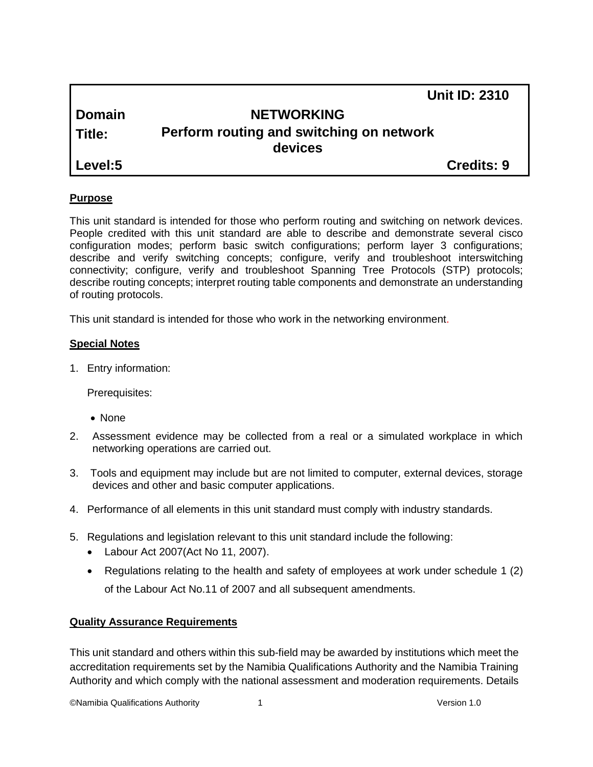| | | |
|---|---|---|
| | | **Unit ID: 2310** |
| **Domain** | **NETWORKING** | |
| **Title:** | **Perform routing and switching on network devices** | |
| **Level:5** | | **Credits: 9** |

## Purpose

This unit standard is intended for those who perform routing and switching on network devices. People credited with this unit standard are able to describe and demonstrate several cisco configuration modes; perform basic switch configurations; perform layer 3 configurations; describe and verify switching concepts; configure, verify and troubleshoot interswitching connectivity; configure, verify and troubleshoot Spanning Tree Protocols (STP) protocols; describe routing concepts; interpret routing table components and demonstrate an understanding of routing protocols.

This unit standard is intended for those who work in the networking environment.

## Special Notes

1. Entry information:

   Prerequisites:

   - None

2. Assessment evidence may be collected from a real or a simulated workplace in which networking operations are carried out.

3. Tools and equipment may include but are not limited to computer, external devices, storage devices and other and basic computer applications.

4. Performance of all elements in this unit standard must comply with industry standards.

5. Regulations and legislation relevant to this unit standard include the following:
   - Labour Act 2007(Act No 11, 2007).
   - Regulations relating to the health and safety of employees at work under schedule 1 (2) of the Labour Act No.11 of 2007 and all subsequent amendments.

## Quality Assurance Requirements

This unit standard and others within this sub-field may be awarded by institutions which meet the accreditation requirements set by the Namibia Qualifications Authority and the Namibia Training Authority and which comply with the national assessment and moderation requirements. Details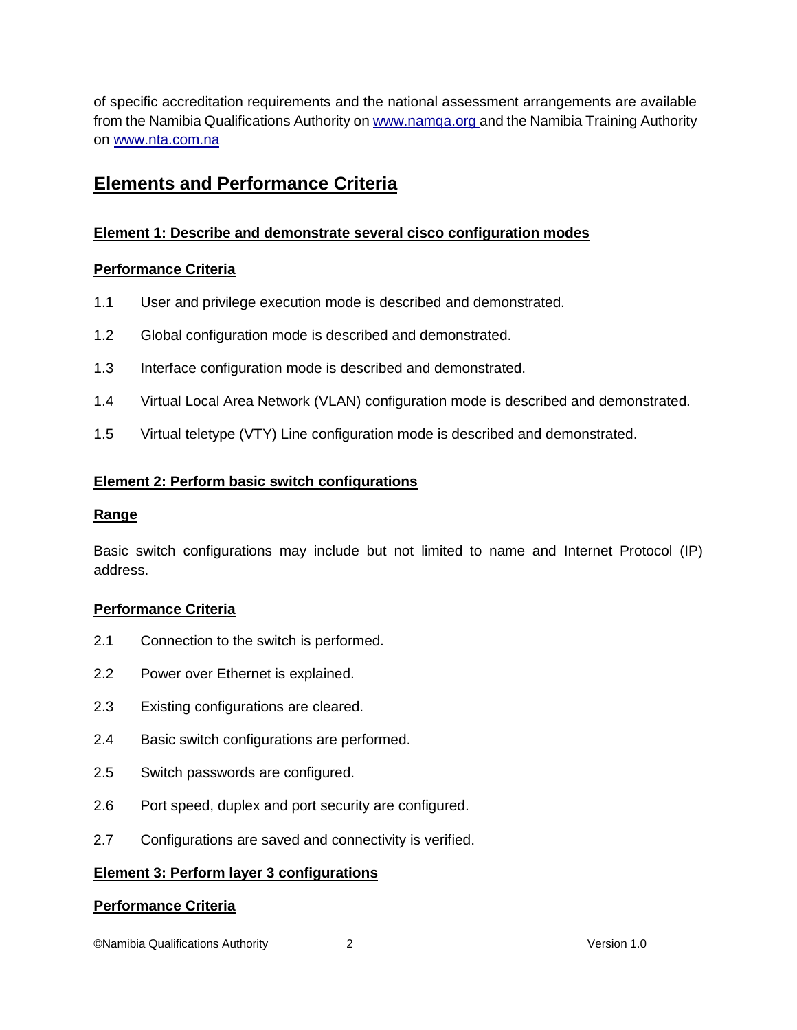of specific accreditation requirements and the national assessment arrangements are available from the Namibia Qualifications Authority on [www.namqa.org](http://www.namqa.org) and the Namibia Training Authority on [www.nta.com.na](http://www.nta.com.na)

## Elements and Performance Criteria

### Element 1: Describe and demonstrate several cisco configuration modes

**Performance Criteria**

1.1 User and privilege execution mode is described and demonstrated.

1.2 Global configuration mode is described and demonstrated.

1.3 Interface configuration mode is described and demonstrated.

1.4 Virtual Local Area Network (VLAN) configuration mode is described and demonstrated.

1.5 Virtual teletype (VTY) Line configuration mode is described and demonstrated.

### Element 2: Perform basic switch configurations

**Range**

Basic switch configurations may include but not limited to name and Internet Protocol (IP) address.

**Performance Criteria**

2.1 Connection to the switch is performed.

2.2 Power over Ethernet is explained.

2.3 Existing configurations are cleared.

2.4 Basic switch configurations are performed.

2.5 Switch passwords are configured.

2.6 Port speed, duplex and port security are configured.

2.7 Configurations are saved and connectivity is verified.

### Element 3: Perform layer 3 configurations

**Performance Criteria**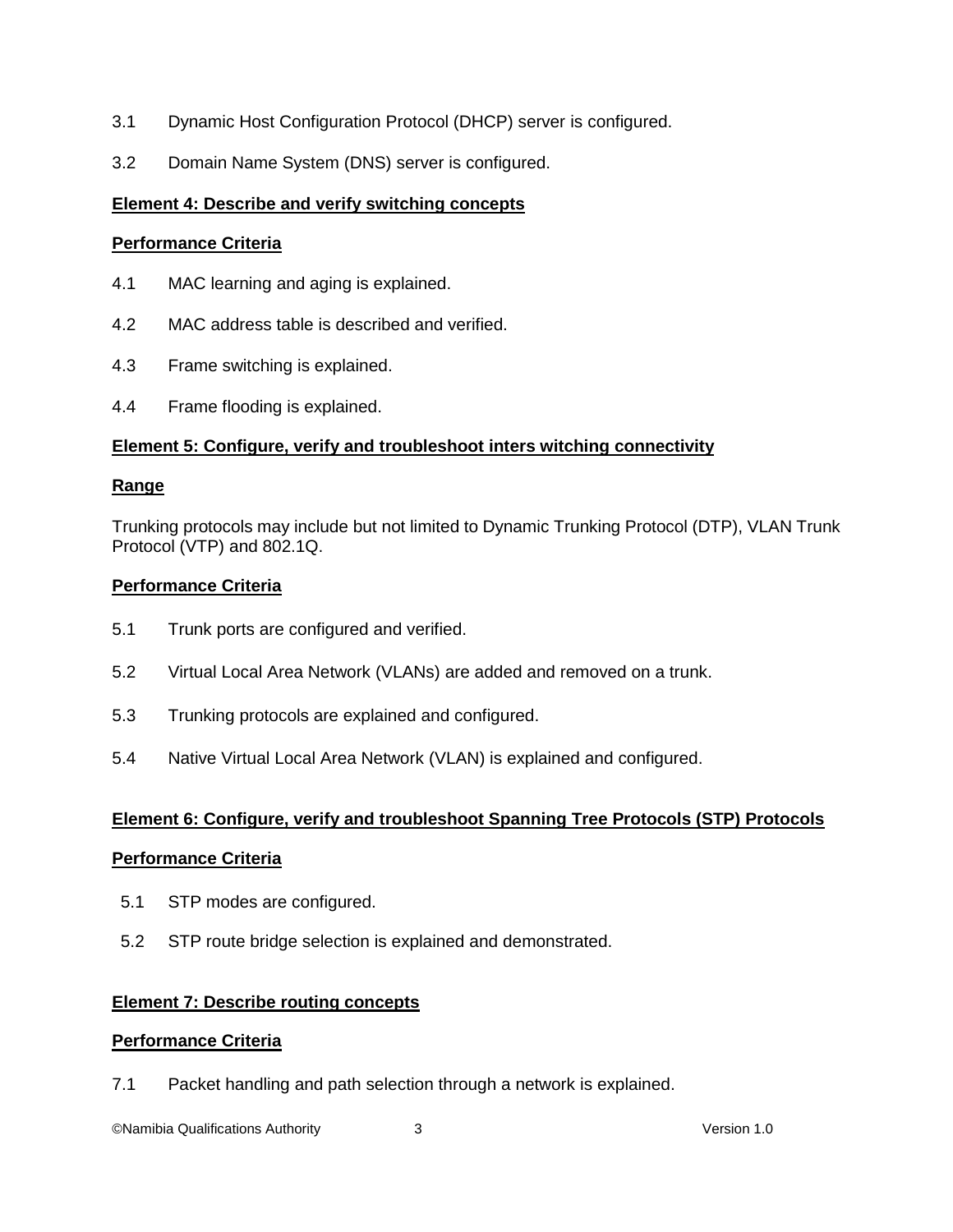3.1 Dynamic Host Configuration Protocol (DHCP) server is configured.

3.2 Domain Name System (DNS) server is configured.

**Element 4: Describe and verify switching concepts**

**Performance Criteria**

4.1 MAC learning and aging is explained.

4.2 MAC address table is described and verified.

4.3 Frame switching is explained.

4.4 Frame flooding is explained.

**Element 5: Configure, verify and troubleshoot inters witching connectivity**

**Range**

Trunking protocols may include but not limited to Dynamic Trunking Protocol (DTP), VLAN Trunk Protocol (VTP) and 802.1Q.

**Performance Criteria**

5.1 Trunk ports are configured and verified.

5.2 Virtual Local Area Network (VLANs) are added and removed on a trunk.

5.3 Trunking protocols are explained and configured.

5.4 Native Virtual Local Area Network (VLAN) is explained and configured.

**Element 6: Configure, verify and troubleshoot Spanning Tree Protocols (STP) Protocols**

**Performance Criteria**

5.1 STP modes are configured.

5.2 STP route bridge selection is explained and demonstrated.

**Element 7: Describe routing concepts**

**Performance Criteria**

7.1 Packet handling and path selection through a network is explained.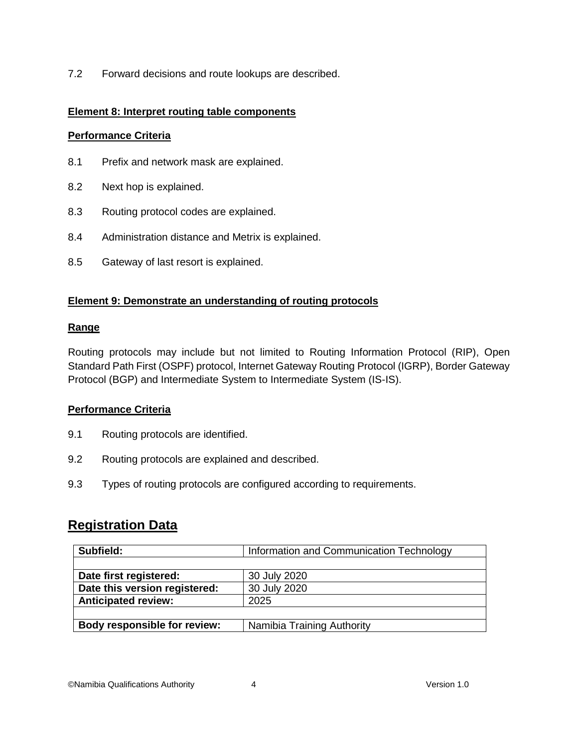7.2 Forward decisions and route lookups are described.

**Element 8: Interpret routing table components**

**Performance Criteria**

8.1 Prefix and network mask are explained.

8.2 Next hop is explained.

8.3 Routing protocol codes are explained.

8.4 Administration distance and Metrix is explained.

8.5 Gateway of last resort is explained.

**Element 9: Demonstrate an understanding of routing protocols**

**Range**

Routing protocols may include but not limited to Routing Information Protocol (RIP), Open Standard Path First (OSPF) protocol, Internet Gateway Routing Protocol (IGRP), Border Gateway Protocol (BGP) and Intermediate System to Intermediate System (IS-IS).

**Performance Criteria**

9.1 Routing protocols are identified.

9.2 Routing protocols are explained and described.

9.3 Types of routing protocols are configured according to requirements.

## Registration Data

| | |
|---|---|
| **Subfield:** | Information and Communication Technology |
| | |
| **Date first registered:** | 30 July 2020 |
| **Date this version registered:** | 30 July 2020 |
| **Anticipated review:** | 2025 |
| | |
| **Body responsible for review:** | Namibia Training Authority |